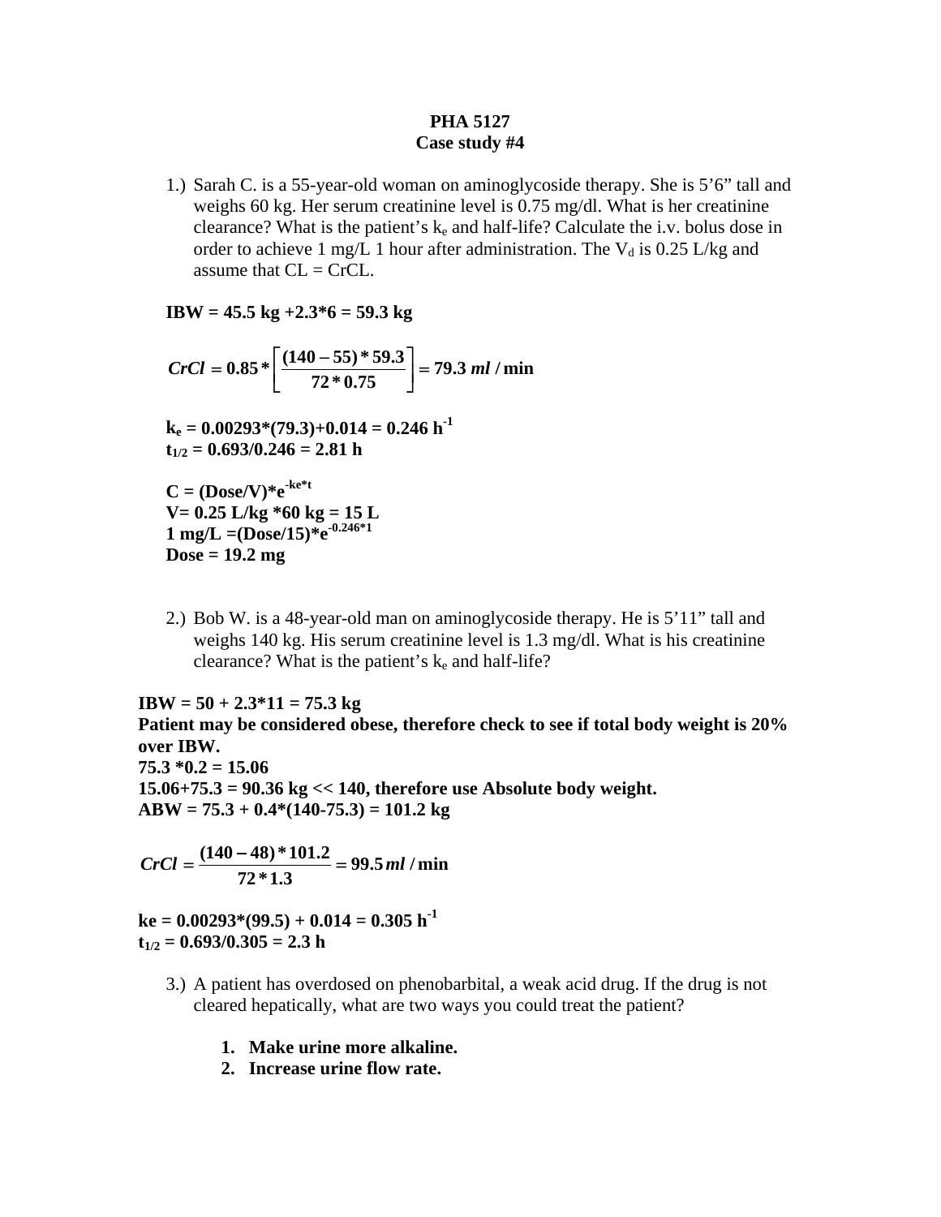**PHA 5127**
**Case study #4**

1.) Sarah C. is a 55-year-old woman on aminoglycoside therapy. She is 5'6" tall and weighs 60 kg. Her serum creatinine level is 0.75 mg/dl. What is her creatinine clearance? What is the patient's $k_e$ and half-life? Calculate the i.v. bolus dose in order to achieve 1 mg/L 1 hour after administration. The $V_d$ is 0.25 L/kg and assume that CL = CrCL.

**IBW = 45.5 kg +2.3*6 = 59.3 kg**

$$CrCl = 0.85 * \left[ \frac{(140 - 55) * 59.3}{72 * 0.75} \right] = 79.3 \ ml / \min$$

**$k_e$ = 0.00293*(79.3)+0.014 = 0.246 $h^{-1}$**
**$t_{1/2}$ = 0.693/0.246 = 2.81 h**

**C = (Dose/V)*$e^{-ke*t}$**
**V= 0.25 L/kg *60 kg = 15 L**
**1 mg/L =(Dose/15)*$e^{-0.246*1}$**
**Dose = 19.2 mg**

2.) Bob W. is a 48-year-old man on aminoglycoside therapy. He is 5'11" tall and weighs 140 kg. His serum creatinine level is 1.3 mg/dl. What is his creatinine clearance? What is the patient's $k_e$ and half-life?

**IBW = 50 + 2.3*11 = 75.3 kg**
**Patient may be considered obese, therefore check to see if total body weight is 20% over IBW.**
**75.3 *0.2 = 15.06**
**15.06+75.3 = 90.36 kg << 140, therefore use Absolute body weight.**
**ABW = 75.3 + 0.4*(140-75.3) = 101.2 kg**

$$CrCl = \frac{(140 - 48) * 101.2}{72 * 1.3} = 99.5 \ ml / \min$$

**ke = 0.00293*(99.5) + 0.014 = 0.305 $h^{-1}$**
**$t_{1/2}$ = 0.693/0.305 = 2.3 h**

3.) A patient has overdosed on phenobarbital, a weak acid drug. If the drug is not cleared hepatically, what are two ways you could treat the patient?

1. **Make urine more alkaline.**
2. **Increase urine flow rate.**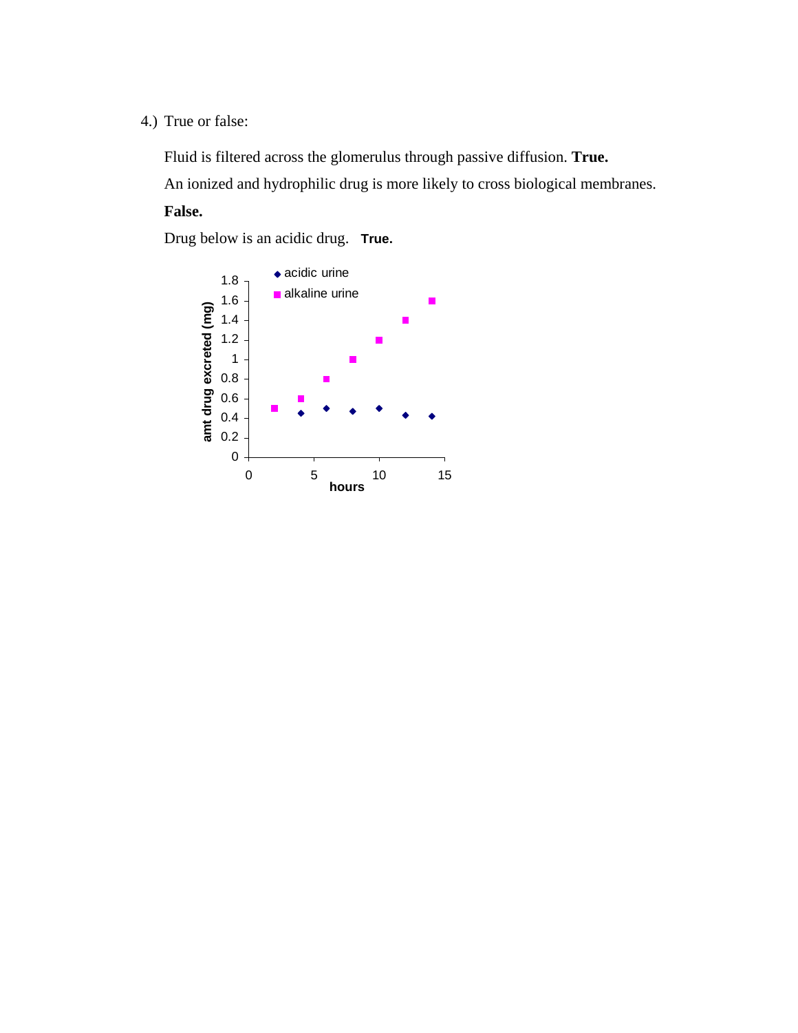4.) True or false:

Fluid is filtered across the glomerulus through passive diffusion. **True.**

An ionized and hydrophilic drug is more likely to cross biological membranes. **False.**

Drug below is an acidic drug. **True.**

acidic urine

alkaline urine

amt drug excreted (mg)

1.8
1.6
1.4
1.2
1
0.8
0.6
0.4
0.2
0

0
5
10
15

hours